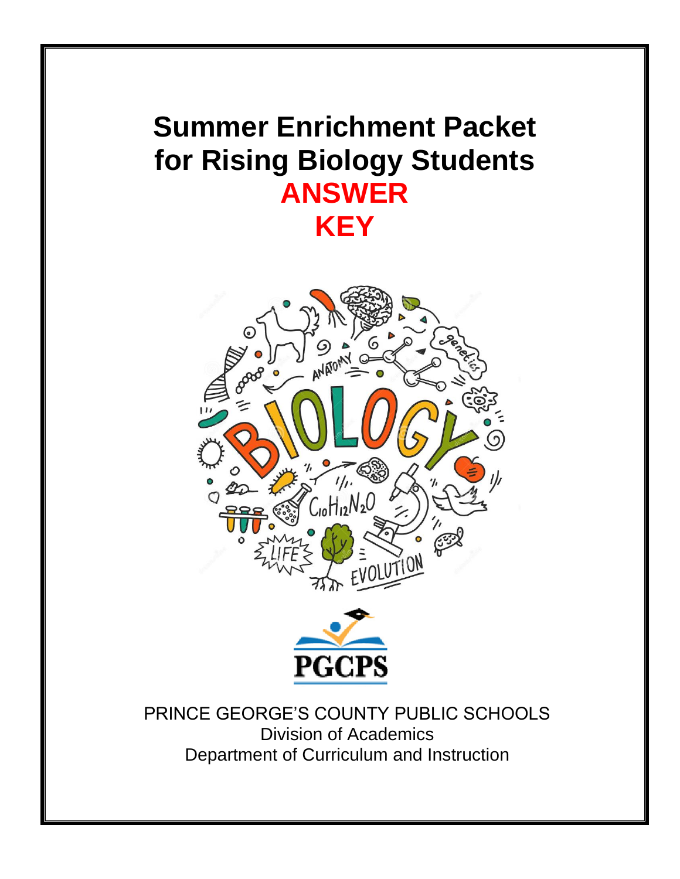# Summer Enrichment Packet for Rising Biology Students

# ANSWER KEY

PGCPS

PRINCE GEORGE'S COUNTY PUBLIC SCHOOLS

Division of Academics

Department of Curriculum and Instruction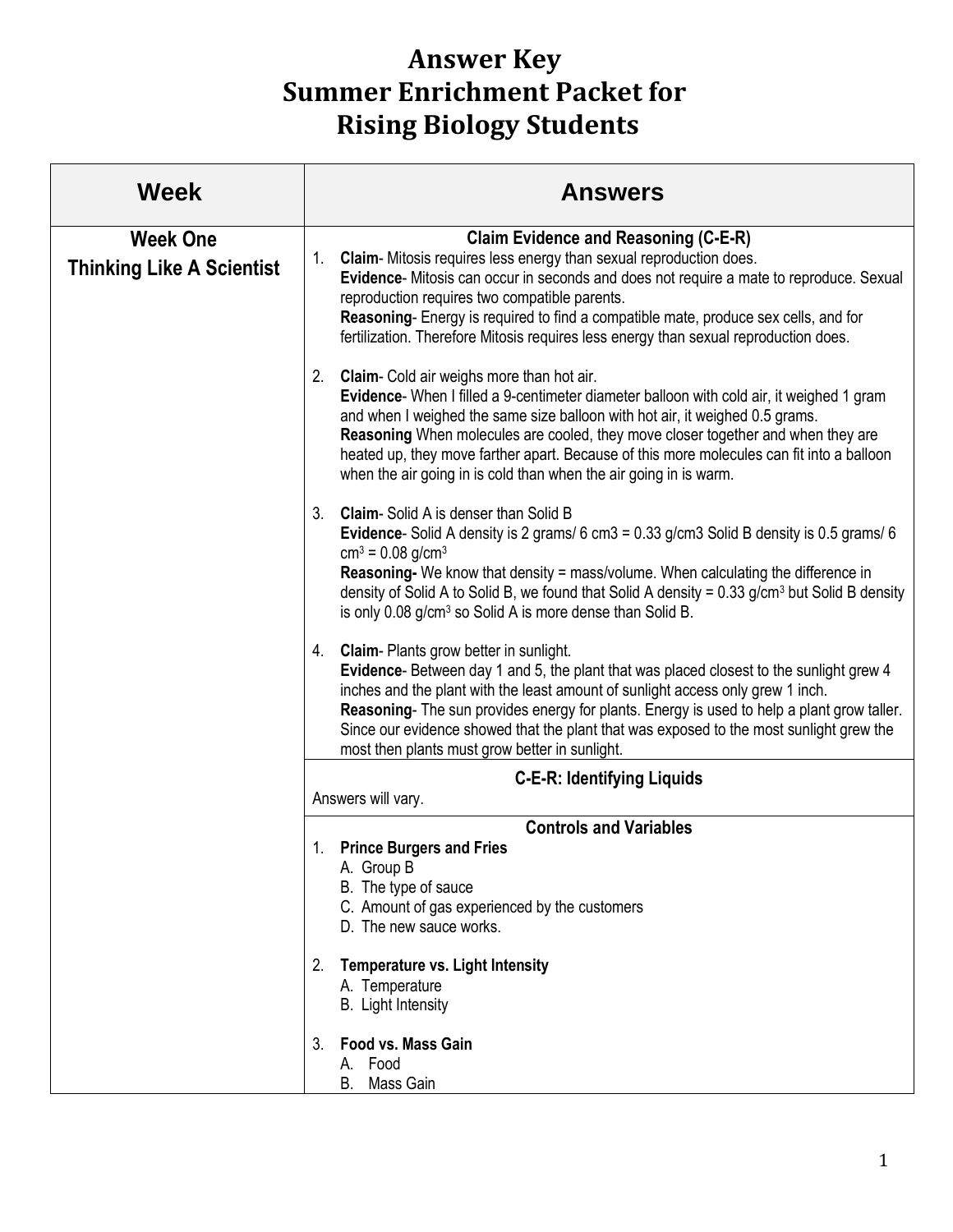# Answer Key
# Summer Enrichment Packet for Rising Biology Students

| Week | Answers |
| --- | --- |
| **Week One**<br>**Thinking Like A Scientist** | **Claim Evidence and Reasoning (C-E-R)**<br>1. **Claim**- Mitosis requires less energy than sexual reproduction does.<br>**Evidence**- Mitosis can occur in seconds and does not require a mate to reproduce. Sexual reproduction requires two compatible parents.<br>**Reasoning**- Energy is required to find a compatible mate, produce sex cells, and for fertilization. Therefore Mitosis requires less energy than sexual reproduction does.<br><br>2. **Claim**- Cold air weighs more than hot air.<br>**Evidence**- When I filled a 9-centimeter diameter balloon with cold air, it weighed 1 gram and when I weighed the same size balloon with hot air, it weighed 0.5 grams.<br>**Reasoning** When molecules are cooled, they move closer together and when they are heated up, they move farther apart. Because of this more molecules can fit into a balloon when the air going in is cold than when the air going in is warm.<br><br>3. **Claim**- Solid A is denser than Solid B<br>**Evidence**- Solid A density is 2 grams/ 6 cm3 = 0.33 g/cm3 Solid B density is 0.5 grams/ 6 $cm^3$ = 0.08 $g/cm^3$<br>**Reasoning-** We know that density = mass/volume. When calculating the difference in density of Solid A to Solid B, we found that Solid A density = 0.33 $g/cm^3$ but Solid B density is only 0.08 $g/cm^3$ so Solid A is more dense than Solid B.<br><br>4. **Claim**- Plants grow better in sunlight.<br>**Evidence**- Between day 1 and 5, the plant that was placed closest to the sunlight grew 4 inches and the plant with the least amount of sunlight access only grew 1 inch.<br>**Reasoning**- The sun provides energy for plants. Energy is used to help a plant grow taller. Since our evidence showed that the plant that was exposed to the most sunlight grew the most then plants must grow better in sunlight. |
| | **C-E-R: Identifying Liquids**<br>Answers will vary. |
| | **Controls and Variables**<br>1. **Prince Burgers and Fries**<br>A. Group B<br>B. The type of sauce<br>C. Amount of gas experienced by the customers<br>D. The new sauce works.<br><br>2. **Temperature vs. Light Intensity**<br>A. Temperature<br>B. Light Intensity<br><br>3. **Food vs. Mass Gain**<br>A. Food<br>B. Mass Gain |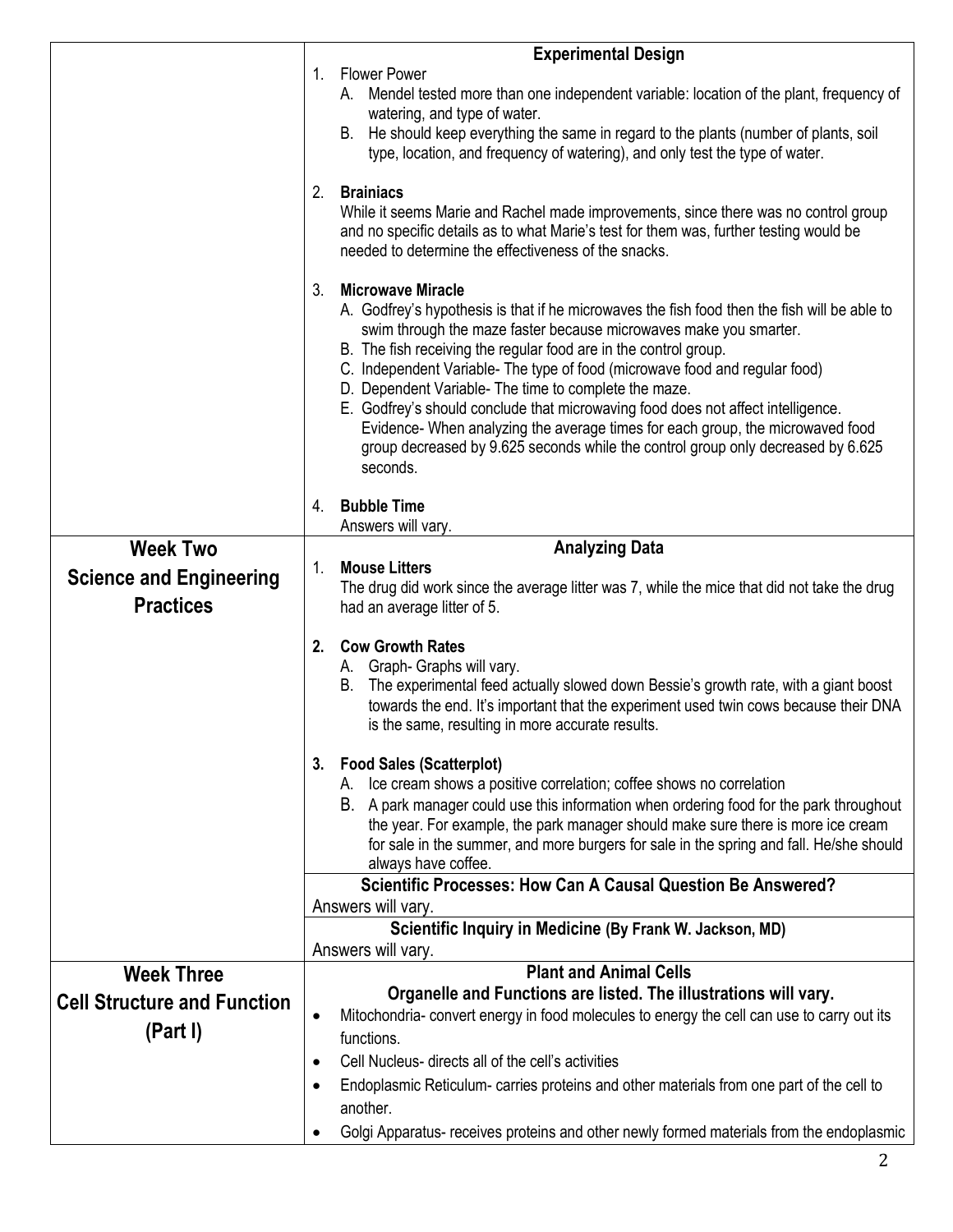| | |
|---|---|
| | **Experimental Design**<br>1. Flower Power<br>A. Mendel tested more than one independent variable: location of the plant, frequency of watering, and type of water.<br>B. He should keep everything the same in regard to the plants (number of plants, soil type, location, and frequency of watering), and only test the type of water.<br><br>2. **Brainiacs**<br>While it seems Marie and Rachel made improvements, since there was no control group and no specific details as to what Marie's test for them was, further testing would be needed to determine the effectiveness of the snacks.<br><br>3. **Microwave Miracle**<br>A. Godfrey's hypothesis is that if he microwaves the fish food then the fish will be able to swim through the maze faster because microwaves make you smarter.<br>B. The fish receiving the regular food are in the control group.<br>C. Independent Variable- The type of food (microwave food and regular food)<br>D. Dependent Variable- The time to complete the maze.<br>E. Godfrey's should conclude that microwaving food does not affect intelligence. Evidence- When analyzing the average times for each group, the microwaved food group decreased by 9.625 seconds while the control group only decreased by 6.625 seconds.<br><br>4. **Bubble Time**<br>Answers will vary. |
| **Week Two**<br>**Science and Engineering Practices** | **Analyzing Data**<br>1. **Mouse Litters**<br>The drug did work since the average litter was 7, while the mice that did not take the drug had an average litter of 5.<br><br>2. **Cow Growth Rates**<br>A. Graph- Graphs will vary.<br>B. The experimental feed actually slowed down Bessie's growth rate, with a giant boost towards the end. It's important that the experiment used twin cows because their DNA is the same, resulting in more accurate results.<br><br>3. **Food Sales (Scatterplot)**<br>A. Ice cream shows a positive correlation; coffee shows no correlation<br>B. A park manager could use this information when ordering food for the park throughout the year. For example, the park manager should make sure there is more ice cream for sale in the summer, and more burgers for sale in the spring and fall. He/she should always have coffee. |
| | **Scientific Processes: How Can A Causal Question Be Answered?**<br>Answers will vary. |
| | **Scientific Inquiry in Medicine (By Frank W. Jackson, MD)**<br>Answers will vary. |
| **Week Three**<br>**Cell Structure and Function (Part I)** | **Plant and Animal Cells**<br>**Organelle and Functions are listed. The illustrations will vary.**<br>• Mitochondria- convert energy in food molecules to energy the cell can use to carry out its functions.<br>• Cell Nucleus- directs all of the cell's activities<br>• Endoplasmic Reticulum- carries proteins and other materials from one part of the cell to another.<br>• Golgi Apparatus- receives proteins and other newly formed materials from the endoplasmic |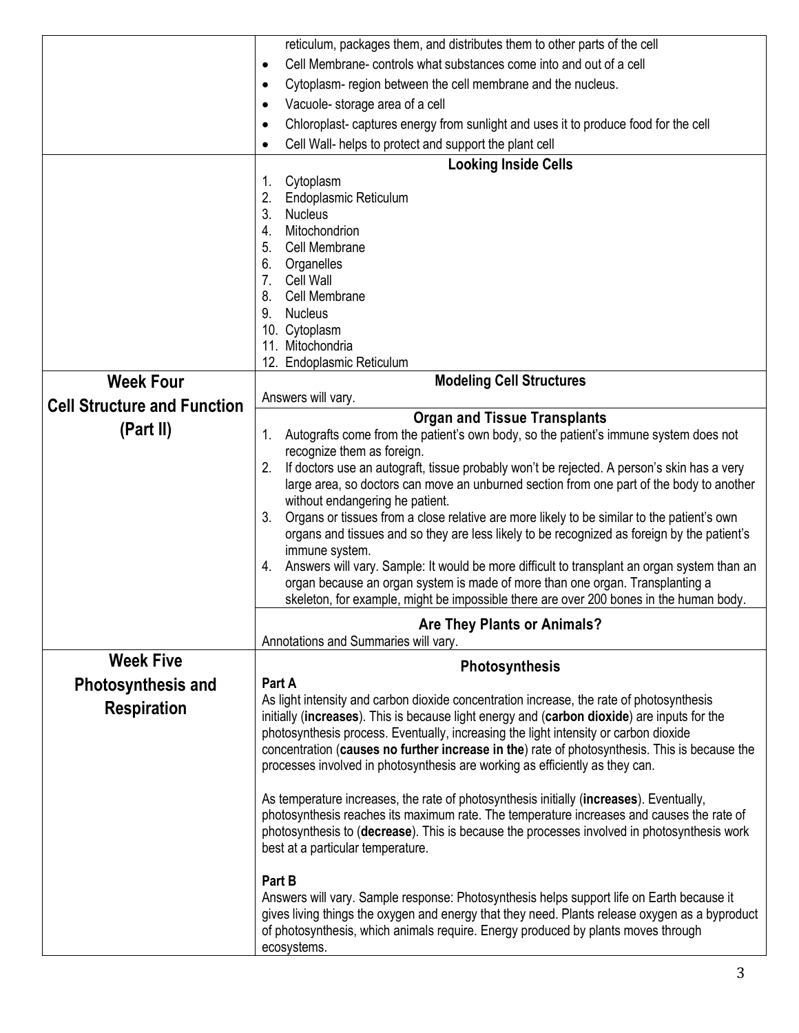| | |
|---|---|
| | reticulum, packages them, and distributes them to other parts of the cell<br>• Cell Membrane- controls what substances come into and out of a cell<br>• Cytoplasm- region between the cell membrane and the nucleus.<br>• Vacuole- storage area of a cell<br>• Chloroplast- captures energy from sunlight and uses it to produce food for the cell<br>• Cell Wall- helps to protect and support the plant cell |
| | **Looking Inside Cells**<br>1. Cytoplasm<br>2. Endoplasmic Reticulum<br>3. Nucleus<br>4. Mitochondrion<br>5. Cell Membrane<br>6. Organelles<br>7. Cell Wall<br>8. Cell Membrane<br>9. Nucleus<br>10. Cytoplasm<br>11. Mitochondria<br>12. Endoplasmic Reticulum |
| **Week Four**<br>**Cell Structure and Function (Part II)** | **Modeling Cell Structures**<br>Answers will vary. |
| | **Organ and Tissue Transplants**<br>1. Autografts come from the patient's own body, so the patient's immune system does not recognize them as foreign.<br>2. If doctors use an autograft, tissue probably won't be rejected. A person's skin has a very large area, so doctors can move an unburned section from one part of the body to another without endangering he patient.<br>3. Organs or tissues from a close relative are more likely to be similar to the patient's own organs and tissues and so they are less likely to be recognized as foreign by the patient's immune system.<br>4. Answers will vary. Sample: It would be more difficult to transplant an organ system than an organ because an organ system is made of more than one organ. Transplanting a skeleton, for example, might be impossible there are over 200 bones in the human body. |
| | **Are They Plants or Animals?**<br>Annotations and Summaries will vary. |
| **Week Five**<br>**Photosynthesis and Respiration** | **Photosynthesis**<br>**Part A**<br>As light intensity and carbon dioxide concentration increase, the rate of photosynthesis initially (**increases**). This is because light energy and (**carbon dioxide**) are inputs for the photosynthesis process. Eventually, increasing the light intensity or carbon dioxide concentration (**causes no further increase in the**) rate of photosynthesis. This is because the processes involved in photosynthesis are working as efficiently as they can.<br><br>As temperature increases, the rate of photosynthesis initially (**increases**). Eventually, photosynthesis reaches its maximum rate. The temperature increases and causes the rate of photosynthesis to (**decrease**). This is because the processes involved in photosynthesis work best at a particular temperature.<br><br>**Part B**<br>Answers will vary. Sample response: Photosynthesis helps support life on Earth because it gives living things the oxygen and energy that they need. Plants release oxygen as a byproduct of photosynthesis, which animals require. Energy produced by plants moves through ecosystems. |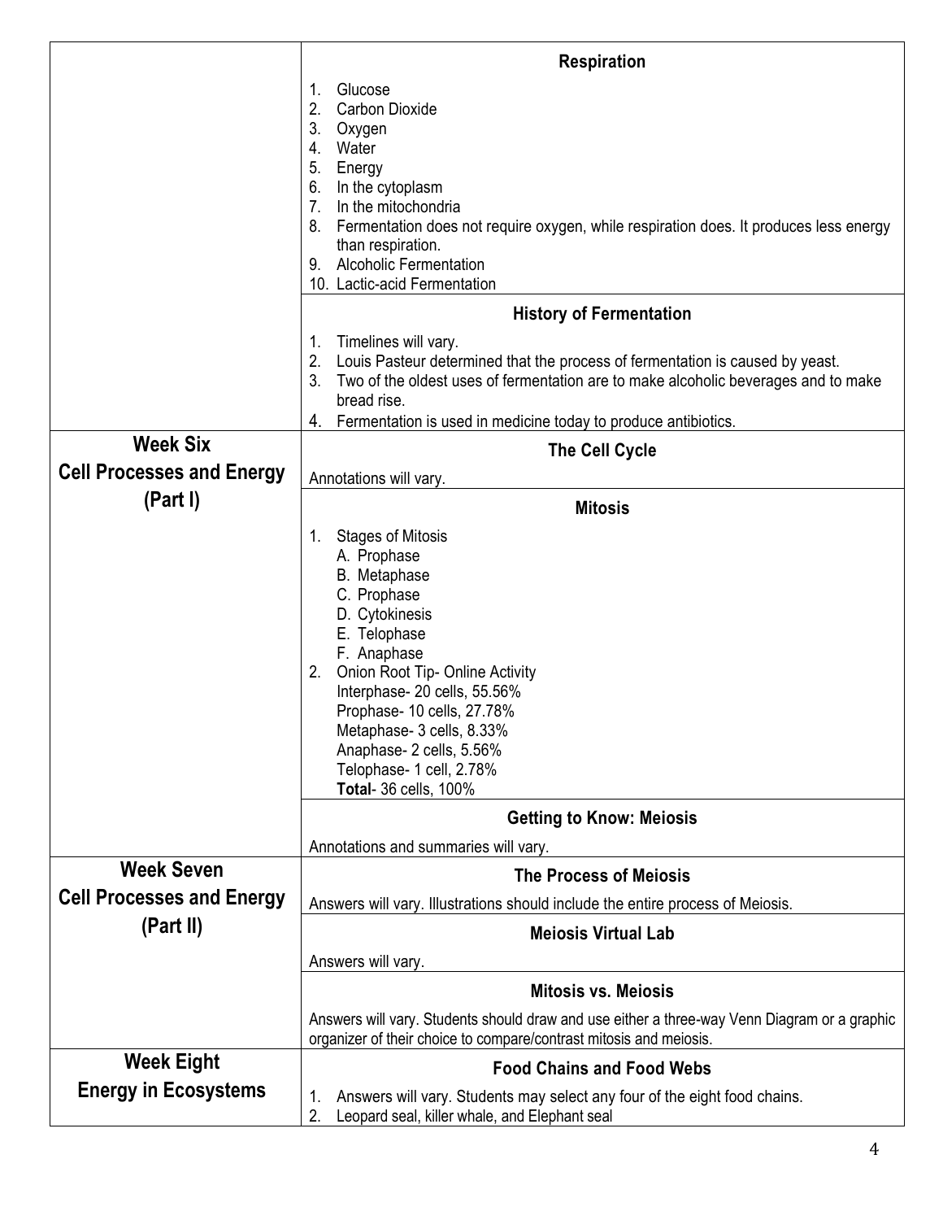| | |
|---|---|
| | **Respiration**<br>1. Glucose<br>2. Carbon Dioxide<br>3. Oxygen<br>4. Water<br>5. Energy<br>6. In the cytoplasm<br>7. In the mitochondria<br>8. Fermentation does not require oxygen, while respiration does. It produces less energy than respiration.<br>9. Alcoholic Fermentation<br>10. Lactic-acid Fermentation |
| | **History of Fermentation**<br>1. Timelines will vary.<br>2. Louis Pasteur determined that the process of fermentation is caused by yeast.<br>3. Two of the oldest uses of fermentation are to make alcoholic beverages and to make bread rise.<br>4. Fermentation is used in medicine today to produce antibiotics. |
| **Week Six**<br>**Cell Processes and Energy (Part I)** | **The Cell Cycle**<br>Annotations will vary. |
| | **Mitosis**<br>1. Stages of Mitosis<br>A. Prophase<br>B. Metaphase<br>C. Prophase<br>D. Cytokinesis<br>E. Telophase<br>F. Anaphase<br>2. Onion Root Tip- Online Activity<br>Interphase- 20 cells, 55.56%<br>Prophase- 10 cells, 27.78%<br>Metaphase- 3 cells, 8.33%<br>Anaphase- 2 cells, 5.56%<br>Telophase- 1 cell, 2.78%<br>**Total**- 36 cells, 100% |
| | **Getting to Know: Meiosis**<br>Annotations and summaries will vary. |
| **Week Seven**<br>**Cell Processes and Energy (Part II)** | **The Process of Meiosis**<br>Answers will vary. Illustrations should include the entire process of Meiosis. |
| | **Meiosis Virtual Lab**<br>Answers will vary. |
| | **Mitosis vs. Meiosis**<br>Answers will vary. Students should draw and use either a three-way Venn Diagram or a graphic organizer of their choice to compare/contrast mitosis and meiosis. |
| **Week Eight**<br>**Energy in Ecosystems** | **Food Chains and Food Webs**<br>1. Answers will vary. Students may select any four of the eight food chains.<br>2. Leopard seal, killer whale, and Elephant seal |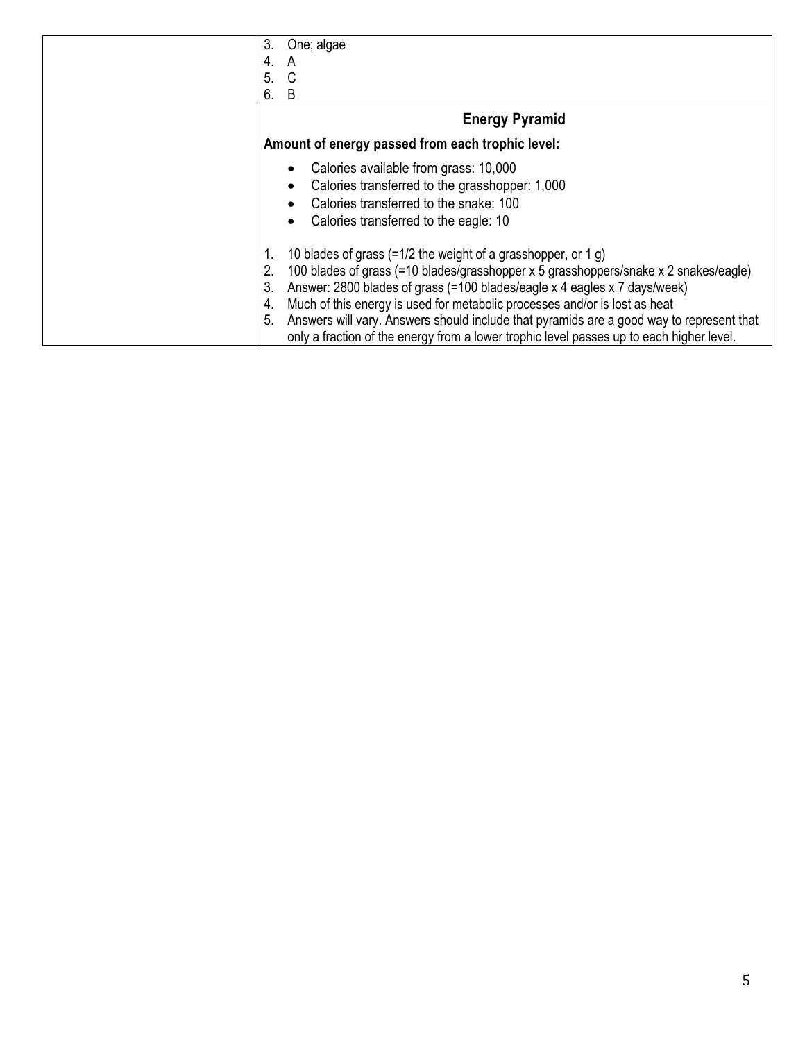| | |
|---|---|
| | 3. One; algae<br>4. A<br>5. C<br>6. B |
| | **Energy Pyramid**<br><br>**Amount of energy passed from each trophic level:**<br><br>• Calories available from grass: 10,000<br>• Calories transferred to the grasshopper: 1,000<br>• Calories transferred to the snake: 100<br>• Calories transferred to the eagle: 10<br><br>1. 10 blades of grass (=1/2 the weight of a grasshopper, or 1 g)<br>2. 100 blades of grass (=10 blades/grasshopper x 5 grasshoppers/snake x 2 snakes/eagle)<br>3. Answer: 2800 blades of grass (=100 blades/eagle x 4 eagles x 7 days/week)<br>4. Much of this energy is used for metabolic processes and/or is lost as heat<br>5. Answers will vary. Answers should include that pyramids are a good way to represent that only a fraction of the energy from a lower trophic level passes up to each higher level. |